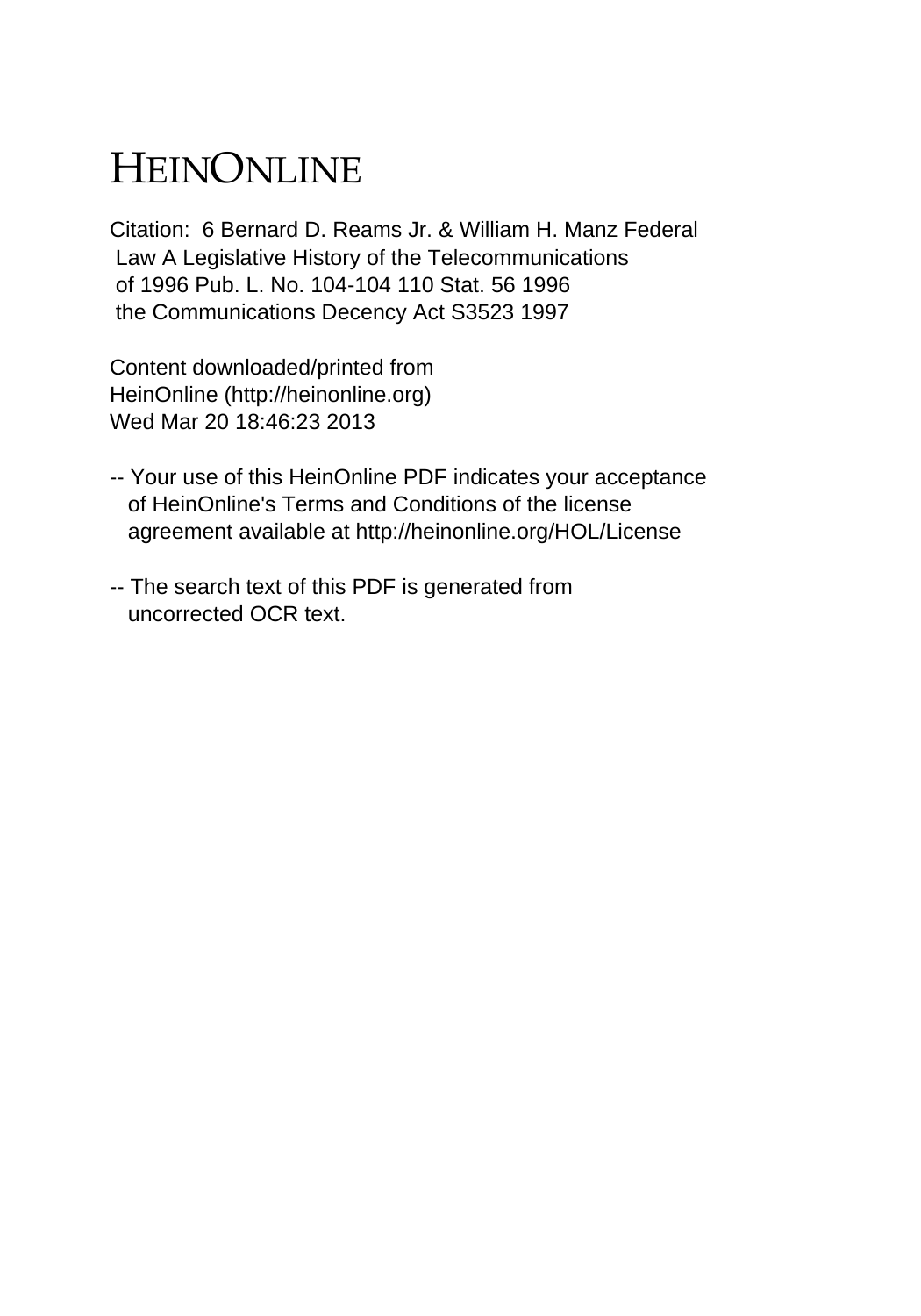# HEINONLINE

Citation: 6 Bernard D. Reams Jr. & William H. Manz Federal Law A Legislative History of the Telecommunications of 1996 Pub. L. No. 104-104 110 Stat. 56 1996 the Communications Decency Act S3523 1997

Content downloaded/printed from HeinOnline (http://heinonline.org)
Wed Mar 20 18:46:23 2013

-- Your use of this HeinOnline PDF indicates your acceptance of HeinOnline's Terms and Conditions of the license agreement available at http://heinonline.org/HOL/License

-- The search text of this PDF is generated from uncorrected OCR text.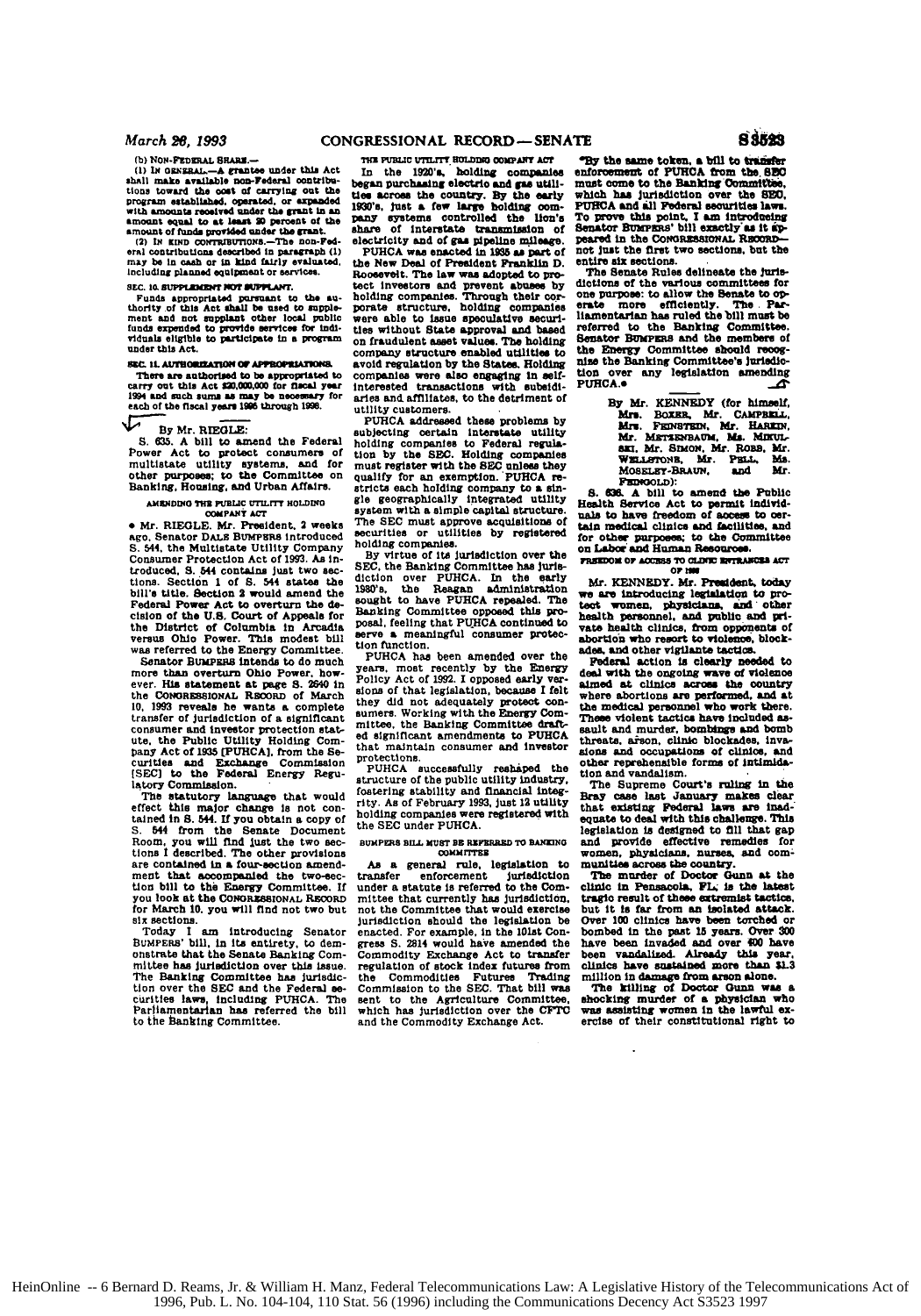(b) NON-FEDERAL SHARE.—

(1) IN GENERAL.—A grantee under this Act shall make available non-Federal contributions toward the cost of carrying out the program established, operated, or expanded with amounts received under the grant in an amount equal to at least 20 percent of the amount of funds provided under the grant.

(2) IN KIND CONTRIBUTIONS.—The non-Federal contributions described in paragraph (1) may be in cash or in kind fairly evaluated, including planned equipment or services.

SEC. 10. SUPPLEMENT NOT SUPPLANT.

Funds appropriated pursuant to the authority of this Act shall be used to supplement and not supplant other local public funds expended to provide services for individuals eligible to participate in a program under this Act.

SEC. 11. AUTHORIZATION OF APPROPRIATIONS.

There are authorized to be appropriated to carry out this Act $20,000,000 for fiscal year 1994 and such sums as may be necessary for each of the fiscal years 1995 through 1998.

---

By Mr. RIEGLE:

S. 635. A bill to amend the Federal Power Act to protect consumers of multistate utility systems, and for other purposes; to the Committee on Banking, Housing, and Urban Affairs.

AMENDING THE PUBLIC UTILITY HOLDING COMPANY ACT

• Mr. RIEGLE. Mr. President, 2 weeks ago, Senator DALE BUMPERS introduced S. 544, the Multistate Utility Company Consumer Protection Act of 1993. As introduced, S. 544 contains just two sections. Section 1 of S. 544 states the bill's title. Section 2 would amend the Federal Power Act to overturn the decision of the U.S. Court of Appeals for the District of Columbia in Arcadia versus Ohio Power. This modest bill was referred to the Energy Committee.

Senator BUMPERS intends to do much more than overturn Ohio Power, however. His statement at page S. 2640 in the CONGRESSIONAL RECORD of March 10, 1993 reveals he wants a complete transfer of jurisdiction of a significant consumer and investor protection statute, the Public Utility Holding Company Act of 1935 [PUHCA], from the Securities and Exchange Commission [SEC] to the Federal Energy Regulatory Commission.

The statutory language that would effect this major change is not contained in S. 544. If you obtain a copy of S. 544 from the Senate Document Room, you will find just the two sections I described. The other provisions are contained in a four-section amendment that accompanied the two-section bill to the Energy Committee. If you look at the CONGRESSIONAL RECORD for March 10, you will find not two but six sections.

Today I am introducing Senator BUMPERS' bill, in its entirety, to demonstrate that the Senate Banking Committee has jurisdiction over this issue. The Banking Committee has jurisdiction over the SEC and the Federal securities laws, including PUHCA. The Parliamentarian has referred the bill to the Banking Committee.

THE PUBLIC UTILITY HOLDING COMPANY ACT

In the 1920's, holding companies began purchasing electric and gas utilities across the country. By the early 1930's, just a few large holding company systems controlled the lion's share of interstate transmission of electricity and of gas pipeline mileage.

PUHCA was enacted in 1935 as part of the New Deal of President Franklin D. Roosevelt. The law was adopted to protect investors and prevent abuses by holding companies. Through their corporate structure, holding companies were able to issue speculative securities without State approval and based on fraudulent asset values. The holding company structure enabled utilities to avoid regulation by the States. Holding companies were also engaging in self-interested transactions with subsidiaries and affiliates, to the detriment of utility customers.

PUHCA addressed these problems by subjecting certain interstate utility holding companies to Federal regulation by the SEC. Holding companies must register with the SEC unless they qualify for an exemption. PUHCA restricts each holding company to a single geographically integrated utility system with a simple capital structure. The SEC must approve acquisitions of securities or utilities by registered holding companies.

By virtue of its jurisdiction over the SEC, the Banking Committee has jurisdiction over PUHCA. In the early 1980's, the Reagan administration sought to have PUHCA repealed. The Banking Committee opposed this proposal, feeling that PUHCA continued to serve a meaningful consumer protection function.

PUHCA has been amended over the years, most recently by the Energy Policy Act of 1992. I opposed early versions of that legislation, because I felt they did not adequately protect consumers. Working with the Energy Committee, the Banking Committee drafted significant amendments to PUHCA that maintain consumer and investor protections.

PUHCA successfully reshaped the structure of the public utility industry, fostering stability and financial integrity. As of February 1993, just 12 utility holding companies were registered with the SEC under PUHCA.

BUMPERS BILL MUST BE REFERRED TO BANKING COMMITTEE

As a general rule, legislation to transfer enforcement jurisdiction under a statute is referred to the Committee that currently has jurisdiction, not the Committee that would exercise jurisdiction should the legislation be enacted. For example, in the 101st Congress S. 2814 would have amended the Commodity Exchange Act to transfer regulation of stock index futures from the Commodities Futures Trading Commission to the SEC. That bill was sent to the Agriculture Committee, which has jurisdiction over the CFTC and the Commodity Exchange Act.

By the same token, a bill to transfer enforcement of PUHCA from the SEC must come to the Banking Committee, which has jurisdiction over the SEC, PUHCA and all Federal securities laws. To prove this point, I am introducing Senator BUMPERS' bill exactly as it appeared in the CONGRESSIONAL RECORD—not just the first two sections, but the entire six sections.

The Senate Rules delineate the jurisdictions of the various committees for one purpose: to allow the Senate to operate more efficiently. The Parliamentarian has ruled the bill must be referred to the Banking Committee. Senator BUMPERS and the members of the Energy Committee should recognize the Banking Committee's jurisdiction over any legislation amending PUHCA.•

---

By Mr. KENNEDY (for himself, Mrs. BOXER, Mr. CAMPBELL, Mrs. FEINSTEIN, Mr. HARKIN, Mr. METZENBAUM, Ms. MIKULSKI, Mr. SIMON, Mr. ROBB, Mr. WELLSTONE, Mr. PELL, Ms. MOSELEY-BRAUN, and Mr. FEINGOLD):

S. 636. A bill to amend the Public Health Service Act to permit individuals to have freedom of access to certain medical clinics and facilities, and for other purposes; to the Committee on Labor and Human Resources.

FREEDOM OF ACCESS TO CLINIC ENTRANCES ACT OF 1993

Mr. KENNEDY. Mr. President, today we are introducing legislation to protect women, physicians, and other health personnel, and public and private health clinics, from opponents of abortion who resort to violence, blockades, and other vigilante tactics.

Federal action is clearly needed to deal with the ongoing wave of violence aimed at clinics across the country where abortions are performed, and at the medical personnel who work there. These violent tactics have included assault and murder, bombings and bomb threats, arson, clinic blockades, invasions and occupations of clinics, and other reprehensible forms of intimidation and vandalism.

The Supreme Court's ruling in the Bray case last January makes clear that existing Federal laws are inadequate to deal with this challenge. This legislation is designed to fill that gap and provide effective remedies for women, physicians, nurses, and communities across the country.

The murder of Doctor Gunn at the clinic in Pensacola, FL, is the latest tragic result of these extremist tactics, but it is far from an isolated attack. Over 100 clinics have been torched or bombed in the past 15 years. Over 300 have been invaded and over 400 have been vandalized. Already this year, clinics have sustained more than $1.3 million in damage from arson alone.

The killing of Doctor Gunn was a shocking murder of a physician who was assisting women in the lawful exercise of their constitutional right to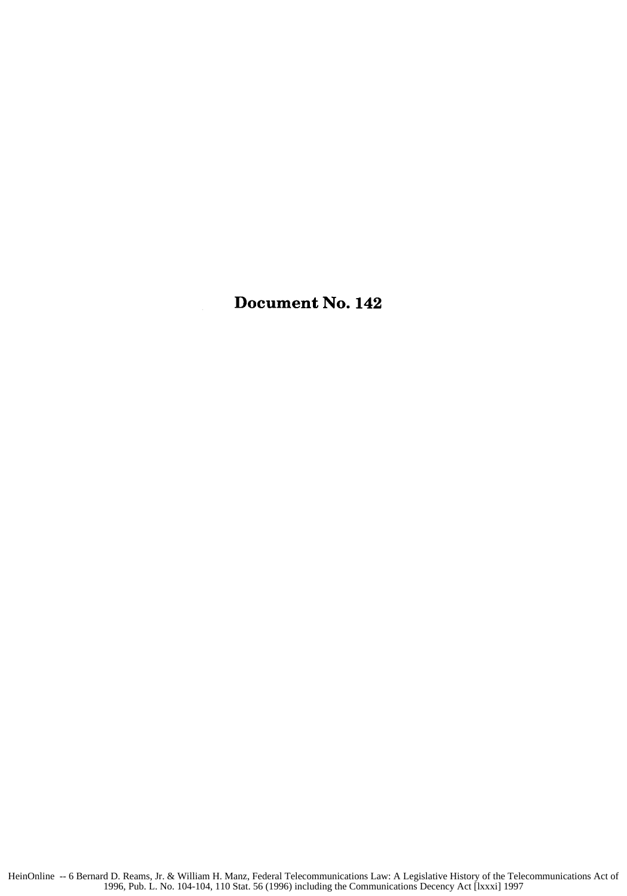# Document No. 142